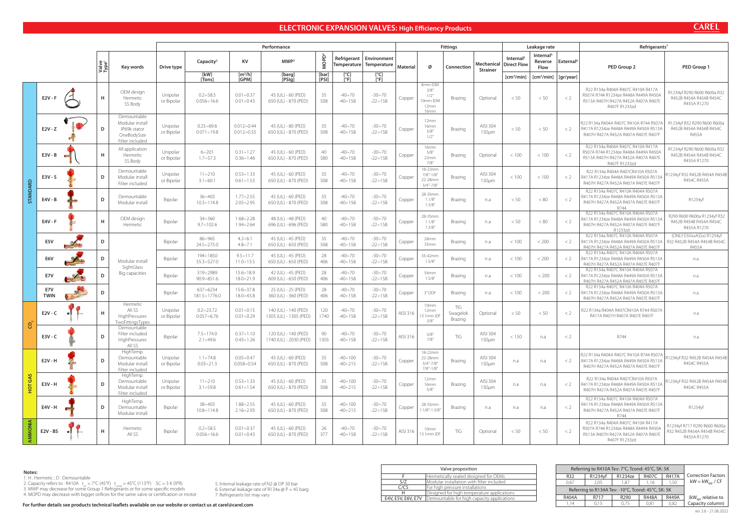# ELECTRONIC EXPANSION VALVES: High Efficiency Products

CAREL

| | | Valve Type[1] | Key words | Performance | | | | | | | Fittings | | | | Leakage rate | | | Refrigerants[7] | |
|---|---|---|---|---|---|---|---|---|---|---|---|---|---|---|---|---|---|---|---|
| | | | | Drive type | Capacity[2] | KV | MWP[3] | MOPD[4] | Refrigerant Temperature | Environment Temperature | Material | Ø | Connection | Mechanical Strainer | Internal[5] Direct Flow | Internal[5] Reverse Flow | External[6] | PED Group 2 | PED Group 1 |
| | | | | | [kW] [Tons] | [m³/h] [GPM] | [barg] [PSIg] | [bar] [PSI] | [°C] [°F] | [°C] [°F] | | | | | [cm³/min] | [cm³/min] | [gr/year] | | |
| STANDARD | E2V - F | H | OEM design Hermetic SS Body | Unipolar or Bipolar | 0.2÷58.5 0.056÷16.6 | 0.01÷0.37 0.01÷0.43 | 45 (UL) - 60 (PED) 650 (UL) - 870 (PED) | 35 508 | -40÷70 -40÷158 | -30÷70 -22÷158 | Copper | 8mm IDM 3/8" 1/2" 10mm IDM 5/8" 12mm 16mm | Brazing | Optional | < 50 | < 50 | < 2 | R22 R134a R404A R407C R410A R417A R507A R744 R1234ze R448A R449A R450A R513A R407H R427A R452A R407A R407E R407F R1233zd | R1234yf R290 R600 R600a R32 R452B R454A R454B R454C R455A R1270 |
| | E2V - Z | D | Demountable Modular install IP69k stator OneBodySize Filter included | Unipolar or Bipolar | 0.25÷69.6 0.071÷19.8 | 0.012÷0.44 0.012÷0.55 | 45 (UL) - 80 (PED) 650 (UL) - 870 (PED) | 35 508 | -40÷70 -40÷158 | -30÷70 -22÷158 | Copper | 12mm 16mm 5/8" 1/2" | Brazing | AISI 304 150µm | < 50 | < 50 | < 2 | R22 R134a R404A R407C R410A R744 R507A R417A R1234ze R448A R449A R450A R513A R407H R427A R452A R407A R407E R407F | R1234yf R32 R290 R600 R600a R452B R454A R454B R454C R455A |
| | E3V - B | H | All application Hermetic SS Body | Unipolar or Bipolar | 6÷201 1.7÷57.3 | 0.31÷1.27 0.36÷1.46 | 45 (UL) - 60 (PED) 650 (UL) - 870 (PED) | 40 580 | -40÷70 -40÷158 | -30÷70 -22÷158 | Copper | 16mm 5/8" 22mm 7/8" | Brazing | Optional | < 100 | < 100 | < 2 | R22 R134a R404A R407C R410A R417A R507A R744 R1234ze R448A R449A R450A R513A R407H R427A R452A R407A R407E R407F R1233zd | R1234yf R290 R600 R600a R32 R452B R454A R454B R454C R455A R1270 |
| | E3V - S | D | Demountable Modular install Filter included | Unipolar or Bipolar | 11÷210 3.1÷60.1 | 0.53÷1.33 0.61÷1.53 | 45 (UL) - 60 (PED) 650 (UL) - 870 (PED) | 35 508 | -40÷70 -40÷158 | -30÷70 -22÷158 | Copper | 18-22mm 7/8"-1/8" 22-28mm 3/4"-7/8" | Brazing | AISI 304 150µm | < 100 | < 100 | < 2 | R22 R134a R404A R407CR410A R507A R417A R1234ze R448A R449A R450A R513A R407H R427A R452A R407A R407E R407F | R1234yf R32 R452B R454A R454B R454C R455A |
| | E4V - B | D | Demountable Modular install | Bipolar | 36÷403 10.3÷114.8 | 1.77÷2.55 2.05÷2.95 | 45 (UL) - 60 (PED) 650 (UL) - 870 (PED) | 35 508 | -40÷70 -40÷158 | -30÷70 -22÷158 | Copper | 28-35mm 1.1/8" 1.3/8" | Brazing | n.a | < 50 | < 80 | < 2 | R22 R134a R407C R410A R404A R507A R417A R1234ze R448A R449A R450A R513A R407H R427A R452A R407A R407E R407F R744 | R1234yf |
| | E4V - F | H | OEM design Hermetic | Bipolar | 34÷360 9.7÷102.6 | 1.68÷2.28 1.94÷2.64 | 48 (UL) - 48 (PED) 696 (UL) - 696 (PED) | 40 580 | -40÷70 -40÷158 | -30÷70 -22÷158 | Copper | 28-35mm 1.1/8" 1.3/8" | Brazing | n.a | < 50 | < 80 | < 2 | R22 R134a R407C R410A R404A R507A R417A R1234ze R448A R449A R450A R513A R407H R427A R452A R407A R407E R407F R1233zd | R290 R600 R600a R1234yf R32 R452B R454B R454A R454C R455A R1270 |
| | E5V | D | Modular install SightGlass Big capacities | Bipolar | 86÷965 24.5÷275.0 | 4.2÷6.1 4.8÷7.1 | 45 (UL) - 45 (PED) 650 (UL) - 650 (PED) | 35 508 | -40÷70 -40÷158 | -30÷70 -22÷158 | Copper | 28mm 35mm | Brazing | n.a | < 100 | < 200 | < 2 | R22 R134a R407C R410A R404A R507A R417A R1234ze R448A R449A R450A R513A R407H R427A R452A R407A R407E R407F | (ONLY E5VxxASSx) R1234yf R32 R452B R454A R454B R454C R455A |
| | E6V | D | | Bipolar | 194÷1850 55.3÷527.0 | 9.5÷11.7 11.0÷13.5 | 45 (UL) - 45 (PED) 650 (UL) - 650 (PED) | 28 406 | -40÷70 -40÷158 | -30÷70 -22÷158 | Copper | 35-42mm 1.5/8" | Brazing | n.a | < 100 | < 200 | < 2 | R22 R134a R407C R410A R404A R507A R417A R1234ze R448A R449A R450A R513A R407H R427A R452A R407A R407E R407F | n.a. |
| | E7V | D | | Bipolar | 319÷2989 90.9÷851.6 | 15.6÷18.9 18.0÷21.9 | 42 (UL) - 45 (PED) 609 (UL) - 650 (PED) | 28 406 | -40÷70 -40÷158 | -30÷70 -22÷158 | Copper | 54mm 1.5/8" | Brazing | n.a | < 100 | < 200 | < 2 | R22 R134a R407C R410A R404A R507A R417A R1234ze R448A R449A R450A R513A R407H R427A R452A R407A R407E R407F | n.a. |
| | E7V TWIN | D | | Bipolar | 637÷6234 181.5÷1776.0 | 15.6÷37.8 18.0÷43.8 | 25 (UL) - 25 (PED) 360 (UL) - 360 (PED) | 28 406 | -40÷70 -40÷158 | -30÷70 -22÷158 | Copper | 3" ODF | Brazing | n.a | < 100 | < 200 | < 2 | R22 R134a R407C R410A R404A R507A R417A R1234ze R448A R449A R450A R513A R407H R427A R452A R407A R407E R407F | n.a. |
| $CO_2$ | E2V - C | H | Hermetic All SS HighPressures TwoFittingsTypes | Unipolar or Bipolar | 0.2÷23.72 0.057÷6.76 | 0.01÷0.15 0.01÷0.29 | 140 (UL) - 140 (PED) 1305 (UL) - 1305 (PED) | 120 1740 | -40÷70 -40÷158 | -30÷70 -22÷158 | AISI 316 | 10mm 12mm 13.1mm IDF 3/8" | TIG Swagelok Brazing | Optional | < 50 | < 50 | < 2 | R22 R134a R404A R407CR410A R744 R507A R417A R407H R407A R407E R407F | n.a |
| | E3V - C | D | Demountable Filter included HighPressures All SS | Bipolar | 7.5÷174.0 2.1÷49.6 | 0.37÷1.10 0.43÷1.26 | 120 (UL) - 140 (PED) 1740 (UL) - 2030 (PED) | 90 1305 | -40÷70 -40÷158 | -30÷70 -22÷158 | AISI 316 | 5/8" 7/8" | TIG | AISI 304 150µm | < 150 | n.a | < 2 | R744 | n.a |
| HOT GAS | E2V - H | D | HighTemp. Demountable Modular install Filter included | Unipolar or Bipolar | 1.1÷74.8 0.03÷21.3 | 0.05÷0.47 0.058÷0.54 | 45 (UL) - 60 (PED) 650 (UL) - 870 (PED) | 35 508 | -40÷100 -40÷215 | -30÷70 -22÷158 | Copper | 18-22mm 22-28mm 3/4"-7/8" 7/8"-1/8" | Brazing | AISI 304 150µm | n.a | n.a | < 2 | R22 R134a R404A R407C R410A R744 R507A R417A R1234ze R448A R449A R450A R513A R407H R427A R452A R407A R407E R407F | R1234yf R32 R452B R454A R454B R454C R455A |
| | E3V - H | D | HighTemp. Demountable Modular install Filter included | Unipolar or Bipolar | 11÷210 3.1÷59.8 | 0.53÷1.33 0.61÷1.54 | 45 (UL) - 60 (PED) 650 (UL) - 870 (PED) | 35 508 | -40÷100 -40÷215 | -30÷70 -22÷158 | Copper | 12mm 16mm 5/8" | Brazing | AISI 304 150µm | n.a | n.a | < 2 | R22 R134a R404A R407CR410A R507A R417A R1234ze R448A R449A R450A R513A R407H R427A R452A R407A R407E R407F | R1234yf R32 R452B R454A R454B R454C R455A |
| | E4V - H | D | HighTemp. Demountable Modular install | Bipolar | 38÷403 10.8÷114.8 | 1.88÷2.55 2.16÷2.93 | 45 (UL) - 60 (PED) 650 (UL) - 870 (PED) | 35 508 | -40÷100 -40÷215 | -30÷70 -22÷158 | Copper | 28-35mm 1.1/8"-1.3/8" | Brazing | n.a | n.a | n.a | < 2 | R22 R134a R407C R410A R404A R507A R417A R1234ze R448A R449A R450A R513A R407H R427A R452A R407A R407E R407F R744 | R1234yf |
| AMMONIA | E2V - BS | H | Hermetic All SS | Bipolar | 0.2÷58.5 0.056÷16.6 | 0.01÷0.37 0.01÷0.43 | 45 (UL) - 60 (PED) 650 (UL) - 870 (PED) | 26 377 | -40÷70 -40÷158 | -30÷70 -22÷158 | AISI 316 | 10mm 13.1mm IDF | TIG | Optional | < 50 | < 50 | < 2 | R22 R134a R404A R407C R410A R417A R507A R744 R1234ze R448A R449A R450A R513A R407H R427A R452A R407A R407E R407F R1233zd | R1234yf R717 R290 R600 R600a R32 R452B R454A R454B R454C R455A R1270 |

**Notes:**

1. H : Hermetic ; D : Demountable
2. Capacity refers to : R410A $t_{ev}$ = 7°C (45°F) $t_{cond}$ = 45°C (113°F) SC = 5 K (9°R)
3. MWP may decrease for some Group 1 Refrigerants or for some specific models
4. MOPD may decrease with bigger orifices for the same valve or certification or motor
5. Internal leakage rate of N2 @ DP 30 bar
6. External leakage rate of R134a @ P = 45 barg
7. Refrigerants list may vary

| Valve proposition | |
|---|---|
| F | Hermetically sealed designed for OEMs |
| S/Z | Modular installation with filter included |
| C/CS | For high pressure installations |
| H | Designed for high temperature applications |
| E4V, E5V, E6V, E7V | Demountable for high capacity applications |

| Referring to R410A Tev: 7°C, Tcond: 45°C, SK: 5K | | | | | Correction Factors $kW = kW_{REF}$ / CF |
|---|---|---|---|---|---|
| R32 | R1234yf | R1234ze | R407C | R417A | |
| 0,67 | 2,05 | 1,87 | 1,16 | 1,50 | |
| Referring to R134A Tev: -10°C, Tcond: 45°C, SK: 5K | | | | | ($kW_{REF}$ relative to Capacity column) |
| R404A | R717 | R290 | R448A | R449A | |
| 1,14 | 0,15 | 0,75 | 0,81 | 0,82 | |

**For further details see products technical leaflets available on our website or contact us at carel@carel.com**

rel. 2.6 - 21.06.2022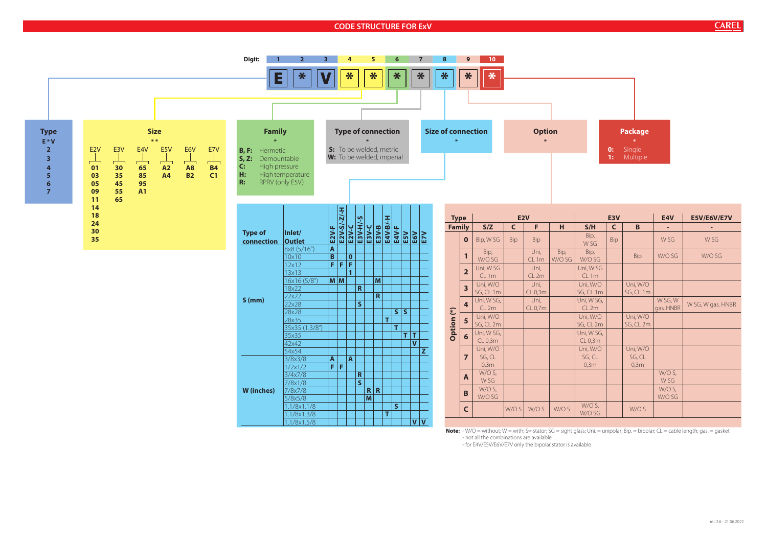# CODE STRUCTURE FOR ExV

| Digit | 1 | 2 | 3 | 4 | 5 | 6 | 7 | 8 | 9 | 10 |
|---|---|---|---|---|---|---|---|---|---|---|
| | E | * | V | * | * | * | * | * | * | * |

- Digits 1–3: Type
- Digits 4–5: Size
- Digit 6: Family
- Digit 7: Type of connection
- Digit 8: Size of connection
- Digit 9: Option
- Digit 10: Package

## Type

E*V

- 2
- 3
- 4
- 5
- 6
- 7

## Size

**

| E2V | E3V | E4V | E5V | E6V | E7V |
|---|---|---|---|---|---|
| 01 | 30 | 65 | A2 | A8 | B4 |
| 03 | 35 | 85 | A4 | B2 | C1 |
| 05 | 45 | 95 | | | |
| 09 | 55 | A1 | | | |
| 11 | 65 | | | | |
| 14 | | | | | |
| 18 | | | | | |
| 24 | | | | | |
| 30 | | | | | |
| 35 | | | | | |

## Family

*

- **B, F:** Hermetic
- **S, Z:** Demountable
- **C:** High pressure
- **H:** High temperature
- **R:** RPRV (only E5V)

## Type of connection

*

- **S:** To be welded, metric
- **W:** To be welded, imperial

## Size of connection

*

| Type of connection | Inlet/Outlet | E2V-F | E2V-S/-Z/-H | E2V-C | E3V-H/-S | E3V-C | E3V-B | E4V-B/-H | E4V-F | E5V | E6V | E7V |
|---|---|---|---|---|---|---|---|---|---|---|---|---|
| S (mm) | 8x8 (5/16") | A | | | | | | | | | | |
| | 10x10 | B | | 0 | | | | | | | | |
| | 12x12 | F | F | F | | | | | | | | |
| | 13x13 | | | 1 | | | | | | | | |
| | 16x16 (5/8") | M | M | | | | M | | | | | |
| | 18x22 | | | | R | | | | | | | |
| | 22x22 | | | | | | R | | | | | |
| | 22x28 | | | | S | | | | | | | |
| | 28x28 | | | | | | | | S | S | | |
| | 28x35 | | | | | | | T | | | | |
| | 35x35 (1.3/8") | | | | | | | | T | | | |
| | 35x35 | | | | | | | | | T | T | |
| | 42x42 | | | | | | | | | | V | |
| | 54x54 | | | | | | | | | | | Z |
| W (inches) | 3/8x3/8 | A | | A | | | | | | | | |
| | 1/2x1/2 | F | F | | | | | | | | | |
| | 3/4x7/8 | | | | R | | | | | | | |
| | 7/8x1/8 | | | | S | | | | | | | |
| | 7/8x7/8 | | | | | R | R | | | | | |
| | 5/8x5/8 | | | | | M | | | | | | |
| | 1.1/8x1.1/8 | | | | | | | | S | | | |
| | 1.1/8x1.3/8 | | | | | | | T | | | | |
| | 1.1/8x1.5/8 | | | | | | | | | | V | V |

## Option

*

| Type | | E2V | | | | E3V | | | E4V | E5V/E6V/E7V |
|---|---|---|---|---|---|---|---|---|---|---|
| Family | | S/Z | C | F | H | S/H | C | B | - | - |
| Option (*) | 0 | Bip, W SG | Bip | Bip | | Bip, W SG | Bip | | W SG | W SG |
| | 1 | Bip, W/O SG | | Uni, CL 1m | Bip, W/O SG | Bip, W/O SG | | Bip | W/O SG | W/O SG |
| | 2 | Uni, W SG CL 1m | | Uni, CL 2m | | Uni, W SG CL 1m | | | | |
| | 3 | Uni, W/O SG, CL 1m | | Uni, CL 0,3m | | Uni, W/O SG, CL 1m | | Uni, W/O SG, CL 1m | | |
| | 4 | Uni, W SG, CL 2m | | Uni, CL 0,7m | | Uni, W SG, CL 2m | | | W SG, W gas. HNBR | W SG, W gas. HNBR |
| | 5 | Uni, W/O SG, CL 2m | | | | Uni, W/O SG, CL 2m | | Uni, W/O SG, CL 2m | | |
| | 6 | Uni, W SG, CL 0,3m | | | | Uni, W SG, CL 0,3m | | | | |
| | 7 | Uni, W/O SG, CL 0,3m | | | | Uni, W/O SG, CL 0,3m | | Uni, W/O SG, CL 0,3m | | |
| | A | W/O S, W SG | | | | | | | W/O S, W SG | |
| | B | W/O S, W/O SG | | | | | | | W/O S, W/O SG | |
| | C | | W/O S | W/O S | W/O S | W/O S, W/O SG | | W/O S | | |

**Note:**
- W/O = without; W = with; S= stator; SG = sight glass; Uni. = unipolar; Bip. = bipolar; CL = cable length; gas. = gasket
- not all the combinations are available
- for E4V/E5V/E6V/E7V only the bipolar stator is available

## Package

*

- **0:** Single
- **1:** Multiple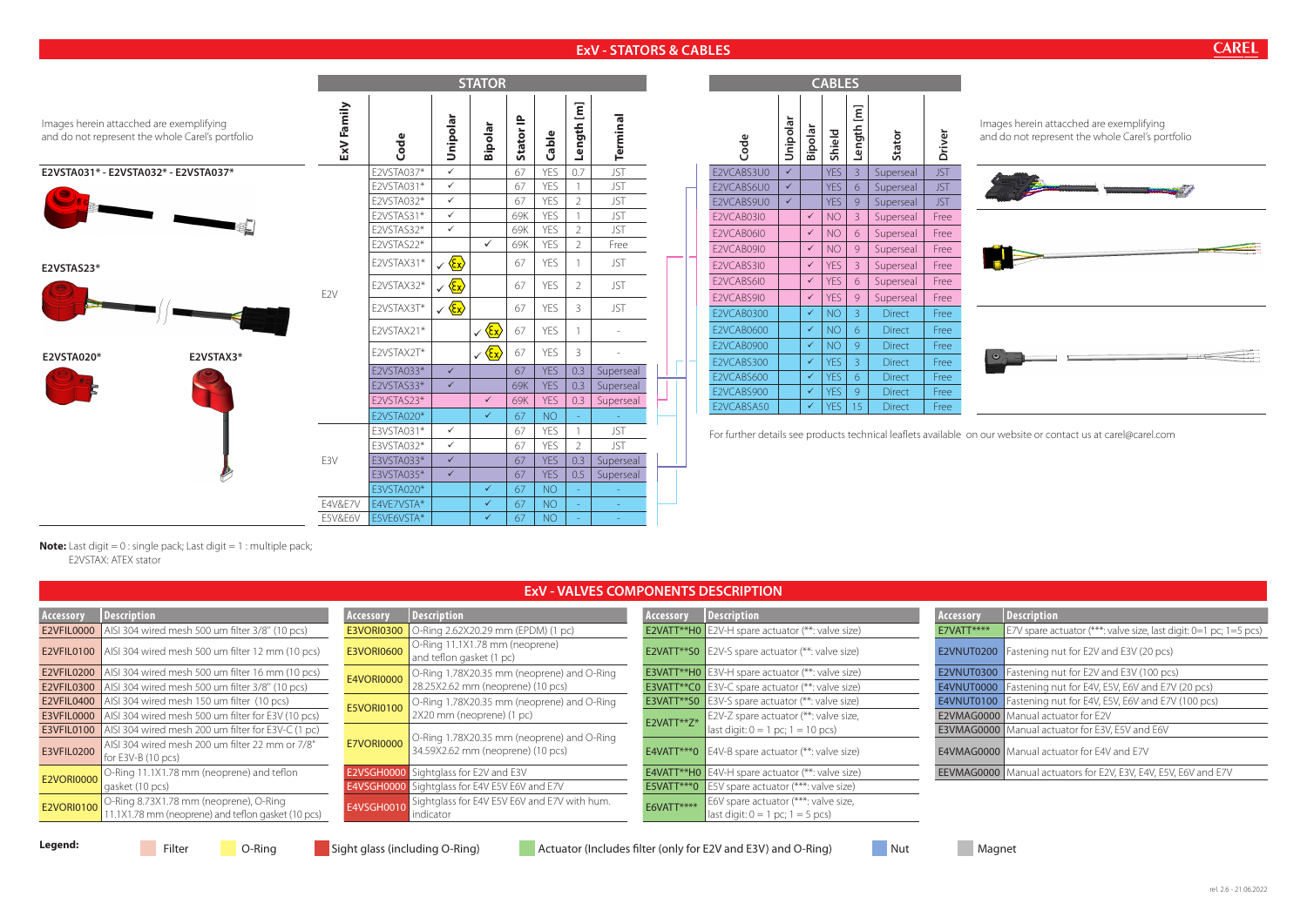# ExV - STATORS & CABLES

Images herein attacched are exemplifying and do not represent the whole Carel's portfolio

**E2VSTA031* - E2VSTA032* - E2VSTA037***

**E2VSTAS23***

**E2VSTA020***

**E2VSTAX3***

## STATOR

| ExV Family | Code | Unipolar | Bipolar | Stator IP | Cable | Length [m] | Terminal |
|---|---|---|---|---|---|---|---|
| E2V | E2VSTA037* | ✓ | | 67 | YES | 0.7 | JST |
| | E2VSTA031* | ✓ | | 67 | YES | 1 | JST |
| | E2VSTA032* | ✓ | | 67 | YES | 2 | JST |
| | E2VSTAS31* | ✓ | | 69K | YES | 1 | JST |
| | E2VSTAS32* | ✓ | | 69K | YES | 2 | JST |
| | E2VSTAS22* | | ✓ | 69K | YES | 2 | Free |
| | E2VSTAX31* | ✓ Ex | | 67 | YES | 1 | JST |
| | E2VSTAX32* | ✓ Ex | | 67 | YES | 2 | JST |
| | E2VSTAX3T* | ✓ Ex | | 67 | YES | 3 | JST |
| | E2VSTAX21* | | ✓ Ex | 67 | YES | 1 | - |
| | E2VSTAX2T* | | ✓ Ex | 67 | YES | 3 | - |
| | E2VSTA033* | ✓ | | 67 | YES | 0.3 | Superseal |
| | E2VSTAS33* | ✓ | | 69K | YES | 0.3 | Superseal |
| | E2VSTAS23* | | ✓ | 69K | YES | 0.3 | Superseal |
| | E2VSTA020* | | ✓ | 67 | NO | - | - |
| E3V | E3VSTA031* | ✓ | | 67 | YES | 1 | JST |
| | E3VSTA032* | ✓ | | 67 | YES | 2 | JST |
| | E3VSTA033* | ✓ | | 67 | YES | 0.3 | Superseal |
| | E3VSTA035* | ✓ | | 67 | YES | 0.5 | Superseal |
| | E3VSTA020* | | ✓ | 67 | NO | - | - |
| E4V&E7V | E4VE7VSTA* | | ✓ | 67 | NO | - | - |
| E5V&E6V | E5VE6VSTA* | | ✓ | 67 | NO | - | - |

**Note:** Last digit = 0 : single pack; Last digit = 1 : multiple pack;
E2VSTAX: ATEX stator

## CABLES

| Code | Unipolar | Bipolar | Shield | Length [m] | Stator | Driver |
|---|---|---|---|---|---|---|
| E2VCABS3U0 | ✓ | | YES | 3 | Superseal | JST |
| E2VCABS6U0 | ✓ | | YES | 6 | Superseal | JST |
| E2VCABS9U0 | ✓ | | YES | 9 | Superseal | JST |
| E2VCAB03I0 | | ✓ | NO | 3 | Superseal | Free |
| E2VCAB06I0 | | ✓ | NO | 6 | Superseal | Free |
| E2VCAB09I0 | | ✓ | NO | 9 | Superseal | Free |
| E2VCABS3I0 | | ✓ | YES | 3 | Superseal | Free |
| E2VCABS6I0 | | ✓ | YES | 6 | Superseal | Free |
| E2VCABS9I0 | | ✓ | YES | 9 | Superseal | Free |
| E2VCAB0300 | | ✓ | NO | 3 | Direct | Free |
| E2VCAB0600 | | ✓ | NO | 6 | Direct | Free |
| E2VCAB0900 | | ✓ | NO | 9 | Direct | Free |
| E2VCABS300 | | ✓ | YES | 3 | Direct | Free |
| E2VCABS600 | | ✓ | YES | 6 | Direct | Free |
| E2VCABS900 | | ✓ | YES | 9 | Direct | Free |
| E2VCABSA50 | | ✓ | YES | 15 | Direct | Free |

Images herein attacched are exemplifying and do not represent the whole Carel's portfolio

For further details see products technical leaflets available on our website or contact us at carel@carel.com

# ExV - VALVES COMPONENTS DESCRIPTION

| Accessory | Description |
|---|---|
| E2VFIL0000 | AISI 304 wired mesh 500 um filter 3/8" (10 pcs) |
| E2VFIL0100 | AISI 304 wired mesh 500 um filter 12 mm (10 pcs) |
| E2VFIL0200 | AISI 304 wired mesh 500 um filter 16 mm (10 pcs) |
| E2VFIL0300 | AISI 304 wired mesh 500 um filter 3/8" (10 pcs) |
| E2VFIL0400 | AISI 304 wired mesh 150 um filter (10 pcs) |
| E3VFIL0000 | AISI 304 wired mesh 500 um filter for E3V (10 pcs) |
| E3VFIL0100 | AISI 304 wired mesh 200 um filter for E3V-C (1 pc) |
| E3VFIL0200 | AISI 304 wired mesh 200 um filter 22 mm or 7/8" for E3V-B (10 pcs) |
| E2VORI0000 | O-Ring 11.1X1.78 mm (neoprene) and teflon gasket (10 pcs) |
| E2VORI0100 | O-Ring 8.73X1.78 mm (neoprene), O-Ring 11.1X1.78 mm (neoprene) and teflon gasket (10 pcs) |

| Accessory | Description |
|---|---|
| E3VORI0300 | O-Ring 2.62X20.29 mm (EPDM) (1 pc) |
| E3VORI0600 | O-Ring 11.1X1.78 mm (neoprene) and teflon gasket (1 pc) |
| E4VORI0000 | O-Ring 1.78X20.35 mm (neoprene) and O-Ring 28.25X2.62 mm (neoprene) (10 pcs) |
| E5VORI0100 | O-Ring 1.78X20.35 mm (neoprene) and O-Ring 2X20 mm (neoprene) (1 pc) |
| E7VORI0000 | O-Ring 1.78X20.35 mm (neoprene) and O-Ring 34.59X2.62 mm (neoprene) (10 pcs) |
| E2VSGH0000 | Sightglass for E2V and E3V |
| E4VSGH0000 | Sightglass for E4V E5V E6V and E7V |
| E4VSGH0010 | Sightglass for E4V E5V E6V and E7V with hum. indicator |

| Accessory | Description |
|---|---|
| E2VATT**H0 | E2V-H spare actuator (**: valve size) |
| E2VATT**S0 | E2V-S spare actuator (**: valve size) |
| E3VATT**H0 | E3V-H spare actuator (**: valve size) |
| E3VATT**C0 | E3V-C spare actuator (**: valve size) |
| E3VATT**S0 | E3V-S spare actuator (**: valve size) |
| E2VATT**Z* | E2V-Z spare actuator (**: valve size, last digit: 0 = 1 pc; 1 = 10 pcs) |
| E4VATT***0 | E4V-B spare actuator (**: valve size) |
| E4VATT**H0 | E4V-H spare actuator (**: valve size) |
| E5VATT***0 | E5V spare actuator (***: valve size) |
| E6VATT**** | E6V spare actuator (***: valve size, last digit: 0 = 1 pc; 1 = 5 pcs) |

| Accessory | Description |
|---|---|
| E7VATT**** | E7V spare actuator (***: valve size, last digit: 0=1 pc; 1=5 pcs) |
| E2VNUT0200 | Fastening nut for E2V and E3V (20 pcs) |
| E2VNUT0300 | Fastening nut for E2V and E3V (100 pcs) |
| E4VNUT0000 | Fastening nut for E4V, E5V, E6V and E7V (20 pcs) |
| E4VNUT0100 | Fastening nut for E4V, E5V, E6V and E7V (100 pcs) |
| E2VMAG0000 | Manual actuator for E2V |
| E3VMAG0000 | Manual actuator for E3V, E5V and E6V |
| E4VMAG0000 | Manual actuator for E4V and E7V |
| EEVMAG0000 | Manual actuators for E2V, E3V, E4V, E5V, E6V and E7V |

**Legend:** Filter; O-Ring; Sight glass (including O-Ring); Actuator (Includes filter (only for E2V and E3V) and O-Ring); Nut; Magnet

rel. 2.6 - 21.06.2022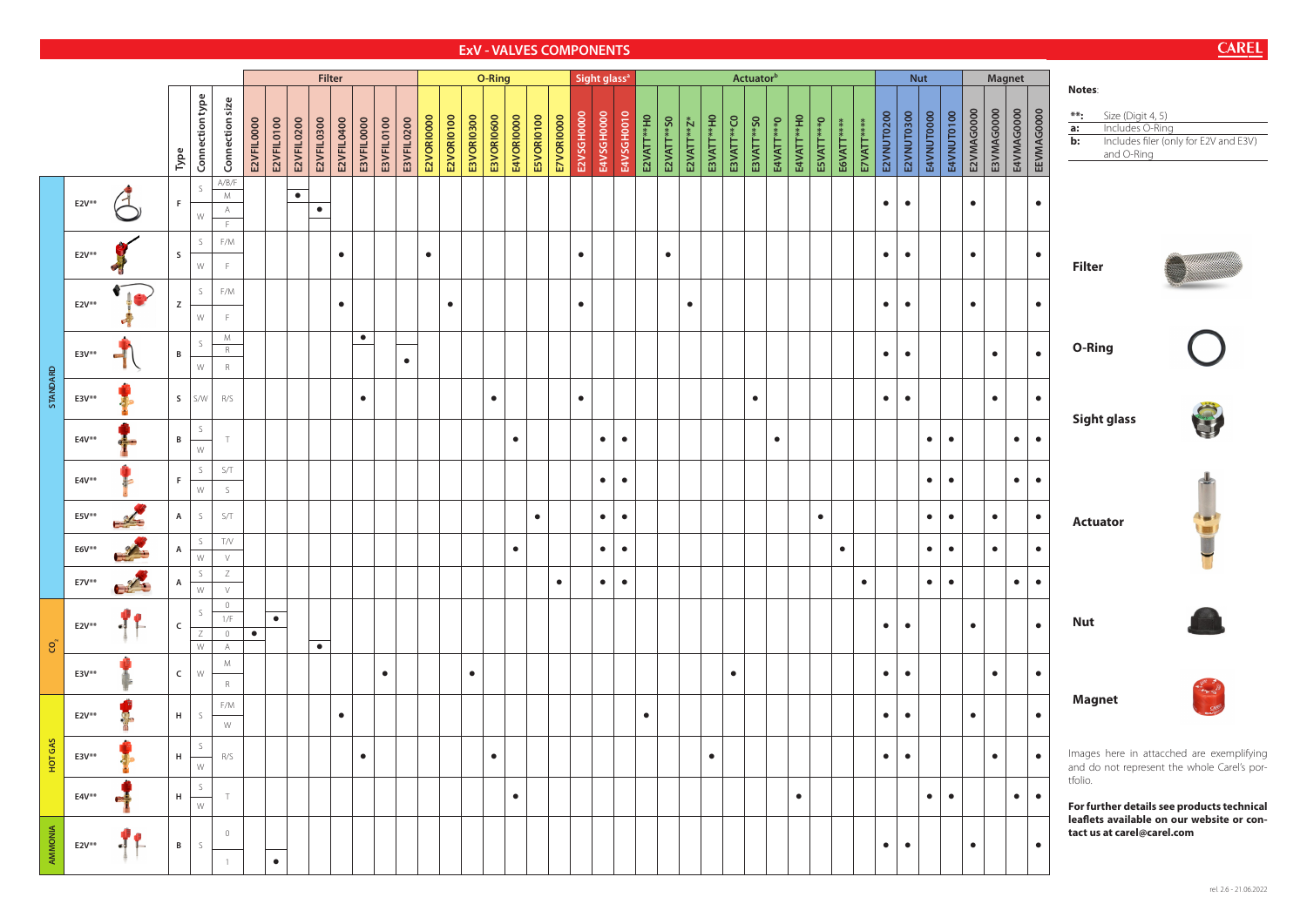# ExV - VALVES COMPONENTS

| | | Type | Connection type | Connection size | Filter | | | | | | | | O-Ring | | | | | | | Sight glass[a] | | | Actuator[b] | | | | | | | | | | | Nut | | | | Magnet | | | |
|---|---|---|---|---|---|---|---|---|---|---|---|---|---|---|---|---|---|---|---|---|---|---|---|---|---|---|---|---|---|---|---|---|---|---|---|---|---|---|---|---|---|
| | | | | | E2VFIL0000 | E2VFIL0100 | E2VFIL0200 | E2VFIL0300 | E2VFIL0400 | E3VFIL0000 | E3VFIL0100 | E3VFIL0200 | E2VORI0000 | E2VORI0100 | E3VORI0300 | E3VORI0600 | E4VORI0000 | E5VORI0100 | E7VORI0000 | E2VSGH0000 | E4VSGH0000 | E4VSGH0010 | E2VATT**H0 | E2VATT**S0 | E2VATT**Z* | E3VATT**H0 | E3VATT**C0 | E3VATT**S0 | E4VATT***0 | E4VATT**H0 | E5VATT***0 | E6VATT**** | E7VATT**** | E2VNUT0200 | E2VNUT0300 | E4VNUT0000 | E4VNUT0100 | E2VMAG0000 | E3VMAG0000 | E4VMAG0000 | EEVMAG0000 |
| STANDARD | E2V** | F | S | A/B/F | | | | | | | | | | | | | | | | | | | | | | | | | | | | | | ● | ● | | | ● | | | ● |
| | | | S | M | | | ● | | | | | | | | | | | | | | | | | | | | | | | | | | | | | | | | | | |
| | | | W | A | | | | ● | | | | | | | | | | | | | | | | | | | | | | | | | | | | | | | | | |
| | | | W | F | | | | | | | | | | | | | | | | | | | | | | | | | | | | | | | | | | | | | |
| | E2V** | S | S | F/M | | | | | ● | | | | ● | | | | | | | ● | | | | ● | | | | | | | | | | ● | ● | | | ● | | | ● |
| | | | W | F | | | | | | | | | | | | | | | | | | | | | | | | | | | | | | | | | | | | | |
| | E2V** | Z | S | F/M | | | | | ● | | | | | ● | | | | | | ● | | | | | ● | | | | | | | | | ● | ● | | | ● | | | ● |
| | | | W | F | | | | | | | | | | | | | | | | | | | | | | | | | | | | | | | | | | | | | |
| | E3V** | B | S | M | | | | | | ● | | | | | | | | | | | | | | | | | | | | | | | | ● | ● | | | | ● | | ● |
| | | | S | R | | | | | | | | | | | | | | | | | | | | | | | | | | | | | | | | | | | | | |
| | | | W | R | | | | | | | | ● | | | | | | | | | | | | | | | | | | | | | | | | | | | | | |
| | E3V** | S | S/W | R/S | | | | | | ● | | | | | | ● | | | | ● | | | | | | | | ● | | | | | | ● | ● | | | | ● | | ● |
| | E4V** | B | S | T | | | | | | | | | | | | | ● | | | | ● | ● | | | | | | | ● | | | | | | | ● | ● | | | ● | ● |
| | | | W | | | | | | | | | | | | | | | | | | | | | | | | | | | | | | | | | | | | | | |
| | E4V** | F | S | S/T | | | | | | | | | | | | | | | | | ● | ● | | | | | | | | | | | | | | ● | ● | | | ● | ● |
| | | | W | S | | | | | | | | | | | | | | | | | | | | | | | | | | | | | | | | | | | | | |
| | E5V** | A | S | S/T | | | | | | | | | | | | | | ● | | | ● | ● | | | | | | | | | ● | | | | | ● | ● | | ● | | ● |
| | E6V** | A | S | T/V | | | | | | | | | | | | | ● | | | | ● | ● | | | | | | | | | | ● | | | | ● | ● | | ● | | ● |
| | | | W | V | | | | | | | | | | | | | | | | | | | | | | | | | | | | | | | | | | | | | |
| | E7V** | A | S | Z | | | | | | | | | | | | | | | ● | | ● | ● | | | | | | | | | | | ● | | | ● | ● | | | ● | ● |
| | | | W | V | | | | | | | | | | | | | | | | | | | | | | | | | | | | | | | | | | | | | |
| $CO_2$ | E2V** | C | S | 0 | | | | | | | | | | | | | | | | | | | | | | | | | | | | | | ● | ● | | | ● | | | ● |
| | | | S | 1/F | | ● | | | | | | | | | | | | | | | | | | | | | | | | | | | | | | | | | | | |
| | | | Z | 0 | ● | | | | | | | | | | | | | | | | | | | | | | | | | | | | | | | | | | | | |
| | | | W | A | | | | ● | | | | | | | | | | | | | | | | | | | | | | | | | | | | | | | | | |
| | E3V** | C | W | M | | | | | | | ● | | | | ● | | | | | | | | | | | | ● | | | | | | | ● | ● | | | | ● | | ● |
| | | | W | R | | | | | | | | | | | | | | | | | | | | | | | | | | | | | | | | | | | | | |
| HOT GAS | E2V** | H | S | F/M | | | | | ● | | | | | | | | | | | | | | ● | | | | | | | | | | | ● | ● | | | ● | | | ● |
| | | | S | W | | | | | | | | | | | | | | | | | | | | | | | | | | | | | | | | | | | | | |
| | E3V** | H | S | R/S | | | | | | ● | | | | | | ● | | | | | | | | | | ● | | | | | | | | ● | ● | | | | ● | | ● |
| | | | W | | | | | | | | | | | | | | | | | | | | | | | | | | | | | | | | | | | | | | |
| | E4V** | H | S | T | | | | | | | | | | | | | ● | | | | | | | | | | | | | ● | | | | | | ● | ● | | | ● | ● |
| | | | W | | | | | | | | | | | | | | | | | | | | | | | | | | | | | | | | | | | | | | |
| AMMONIA | E2V** | B | S | 0 | | | | | | | | | | | | | | | | | | | | | | | | | | | | | | ● | ● | | | ● | | | ● |
| | | | S | 1 | | ● | | | | | | | | | | | | | | | | | | | | | | | | | | | | | | | | | | | |

**Notes**:

- **\*\*:** Size (Digit 4, 5)
- **a:** Includes O-Ring
- **b:** Includes filer (only for E2V and E3V) and O-Ring

Filter

O-Ring

Sight glass

Actuator

Nut

Magnet

Images here in attacched are exemplifying and do not represent the whole Carel's portfolio.

**For further details see products technical leaflets available on our website or contact us at carel@carel.com**

rel. 2.6 - 21.06.2022